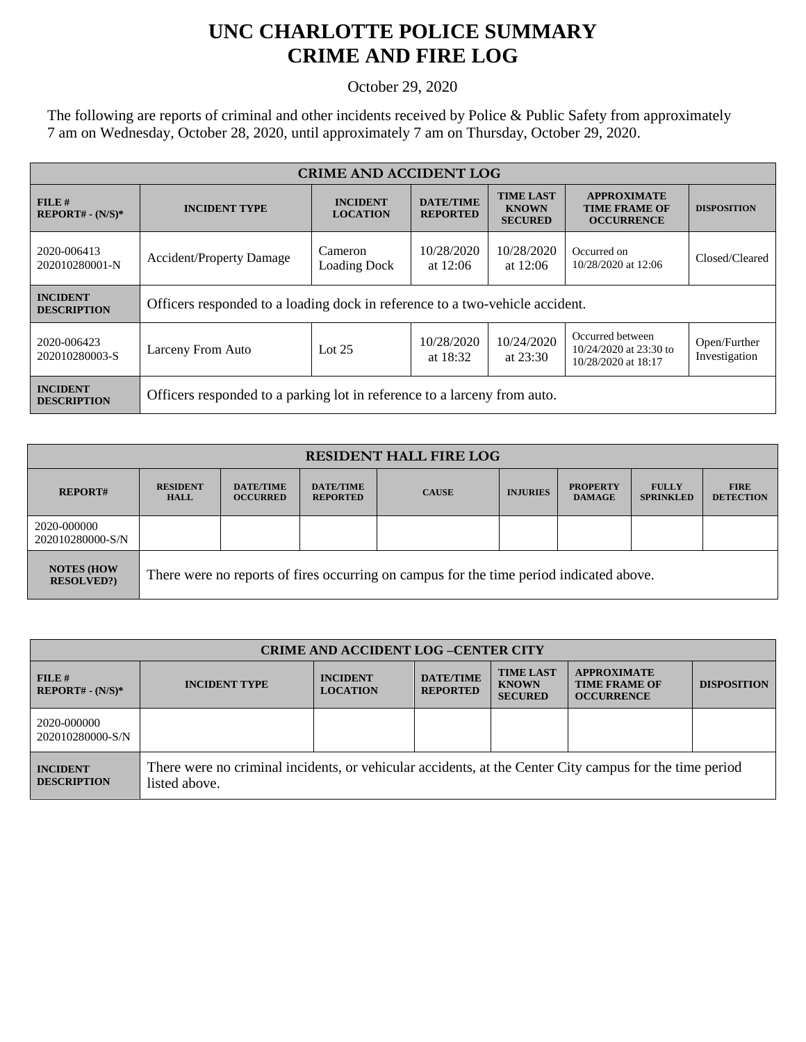# UNC CHARLOTTE POLICE SUMMARY
# CRIME AND FIRE LOG

October 29, 2020

The following are reports of criminal and other incidents received by Police & Public Safety from approximately 7 am on Wednesday, October 28, 2020, until approximately 7 am on Thursday, October 29, 2020.

| CRIME AND ACCIDENT LOG | | | | | | |
|---|---|---|---|---|---|---|
| **FILE # REPORT# - (N/S)*** | **INCIDENT TYPE** | **INCIDENT LOCATION** | **DATE/TIME REPORTED** | **TIME LAST KNOWN SECURED** | **APPROXIMATE TIME FRAME OF OCCURRENCE** | **DISPOSITION** |
| 2020-006413 202010280001-N | Accident/Property Damage | Cameron Loading Dock | 10/28/2020 at 12:06 | 10/28/2020 at 12:06 | Occurred on 10/28/2020 at 12:06 | Closed/Cleared |
| **INCIDENT DESCRIPTION** | Officers responded to a loading dock in reference to a two-vehicle accident. | | | | | |
| 2020-006423 202010280003-S | Larceny From Auto | Lot 25 | 10/28/2020 at 18:32 | 10/24/2020 at 23:30 | Occurred between 10/24/2020 at 23:30 to 10/28/2020 at 18:17 | Open/Further Investigation |
| **INCIDENT DESCRIPTION** | Officers responded to a parking lot in reference to a larceny from auto. | | | | | |

| RESIDENT HALL FIRE LOG | | | | | | | | |
|---|---|---|---|---|---|---|---|---|
| **REPORT#** | **RESIDENT HALL** | **DATE/TIME OCCURRED** | **DATE/TIME REPORTED** | **CAUSE** | **INJURIES** | **PROPERTY DAMAGE** | **FULLY SPRINKLED** | **FIRE DETECTION** |
| 2020-000000 202010280000-S/N | | | | | | | | |
| **NOTES (HOW RESOLVED?)** | There were no reports of fires occurring on campus for the time period indicated above. | | | | | | | |

| CRIME AND ACCIDENT LOG –CENTER CITY | | | | | | |
|---|---|---|---|---|---|---|
| **FILE # REPORT# - (N/S)*** | **INCIDENT TYPE** | **INCIDENT LOCATION** | **DATE/TIME REPORTED** | **TIME LAST KNOWN SECURED** | **APPROXIMATE TIME FRAME OF OCCURRENCE** | **DISPOSITION** |
| 2020-000000 202010280000-S/N | | | | | | |
| **INCIDENT DESCRIPTION** | There were no criminal incidents, or vehicular accidents, at the Center City campus for the time period listed above. | | | | | |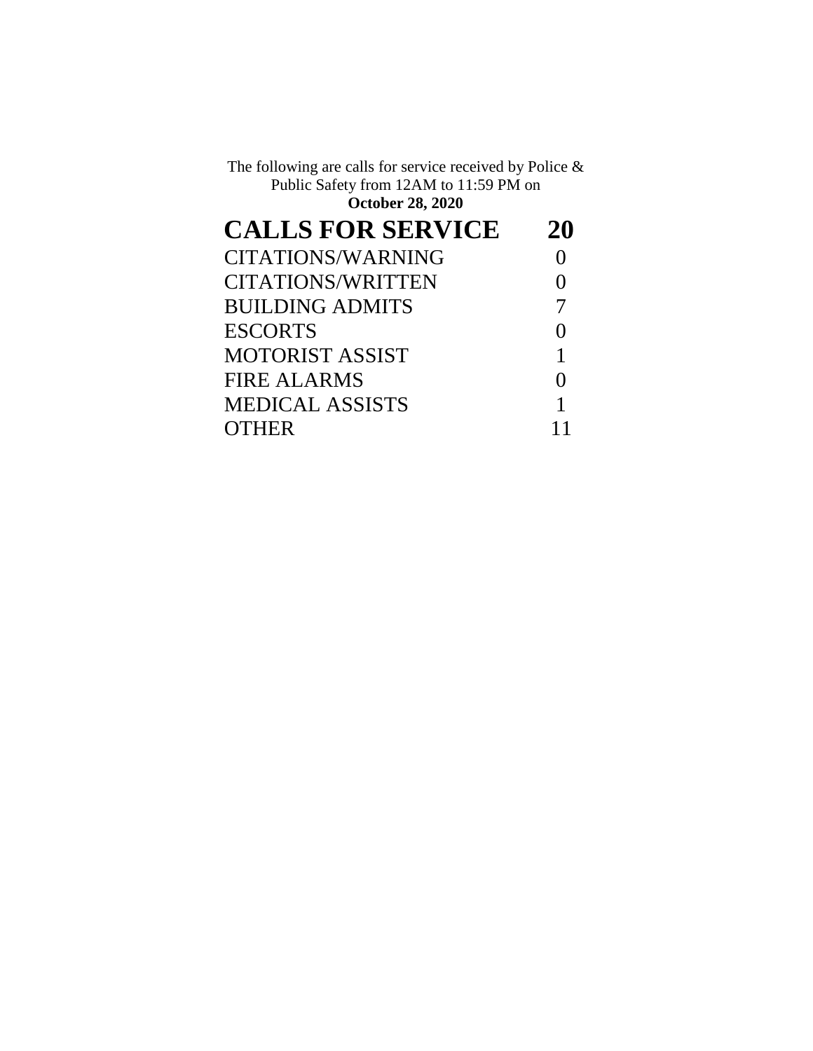The following are calls for service received by Police & Public Safety from 12AM to 11:59 PM on

**October 28, 2020**

| | |
|---|---|
| **CALLS FOR SERVICE** | **20** |
| CITATIONS/WARNING | 0 |
| CITATIONS/WRITTEN | 0 |
| BUILDING ADMITS | 7 |
| ESCORTS | 0 |
| MOTORIST ASSIST | 1 |
| FIRE ALARMS | 0 |
| MEDICAL ASSISTS | 1 |
| OTHER | 11 |